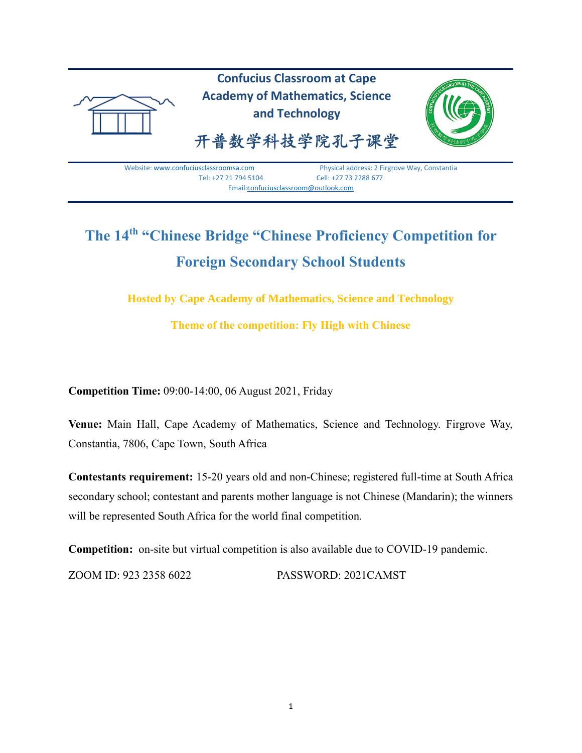**Confucius Classroom at Cape Academy of Mathematics, Science and Technology**

**开普数学科技学院孔子课堂**

Website: www.confuciusclassroomsa.com Physical address: 2 Firgrove Way, Constantia
Tel: +27 21 794 5104 Cell: +27 73 2288 677
Email: confuciusclassroom@outlook.com

# The 14th "Chinese Bridge "Chinese Proficiency Competition for Foreign Secondary School Students

**Hosted by Cape Academy of Mathematics, Science and Technology**

**Theme of the competition: Fly High with Chinese**

**Competition Time:** 09:00-14:00, 06 August 2021, Friday

**Venue:** Main Hall, Cape Academy of Mathematics, Science and Technology. Firgrove Way, Constantia, 7806, Cape Town, South Africa

**Contestants requirement:** 15-20 years old and non-Chinese; registered full-time at South Africa secondary school; contestant and parents mother language is not Chinese (Mandarin); the winners will be represented South Africa for the world final competition.

**Competition:** on-site but virtual competition is also available due to COVID-19 pandemic.

ZOOM ID: 923 2358 6022 PASSWORD: 2021CAMST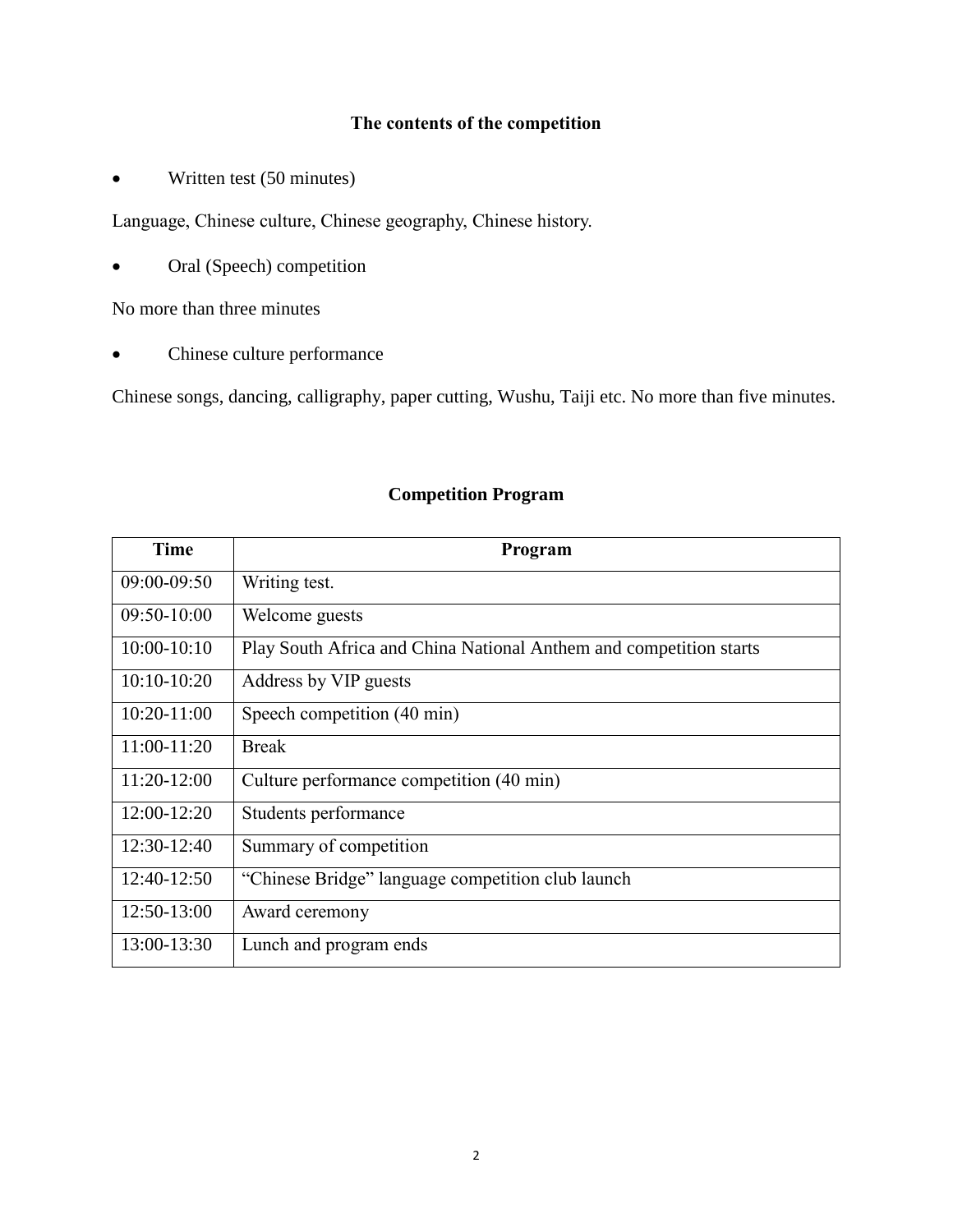## The contents of the competition

- Written test (50 minutes)

Language, Chinese culture, Chinese geography, Chinese history.

- Oral (Speech) competition

No more than three minutes

- Chinese culture performance

Chinese songs, dancing, calligraphy, paper cutting, Wushu, Taiji etc. No more than five minutes.

## Competition Program

| Time | Program |
|---|---|
| 09:00-09:50 | Writing test. |
| 09:50-10:00 | Welcome guests |
| 10:00-10:10 | Play South Africa and China National Anthem and competition starts |
| 10:10-10:20 | Address by VIP guests |
| 10:20-11:00 | Speech competition (40 min) |
| 11:00-11:20 | Break |
| 11:20-12:00 | Culture performance competition (40 min) |
| 12:00-12:20 | Students performance |
| 12:30-12:40 | Summary of competition |
| 12:40-12:50 | “Chinese Bridge” language competition club launch |
| 12:50-13:00 | Award ceremony |
| 13:00-13:30 | Lunch and program ends |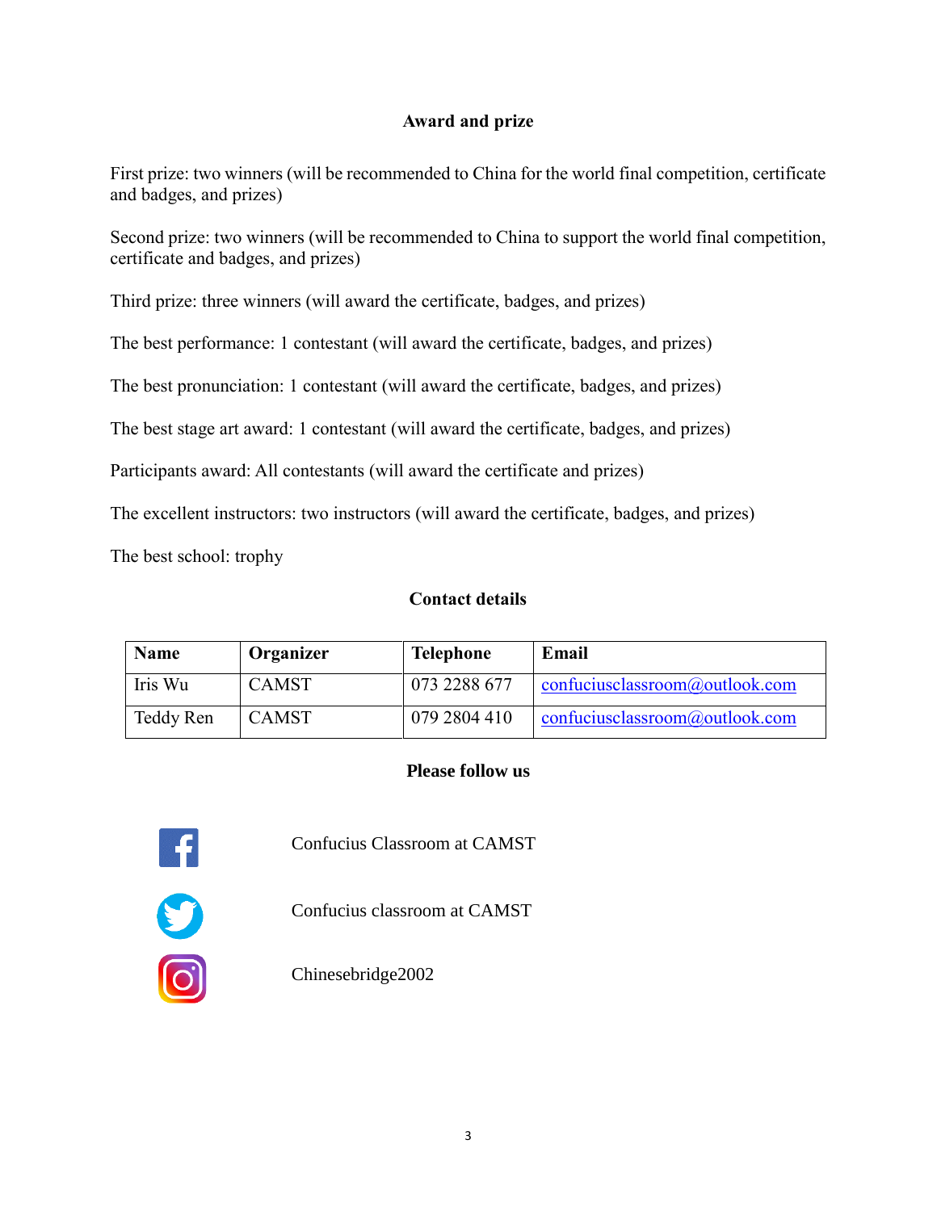## Award and prize

First prize: two winners (will be recommended to China for the world final competition, certificate and badges, and prizes)

Second prize: two winners (will be recommended to China to support the world final competition, certificate and badges, and prizes)

Third prize: three winners (will award the certificate, badges, and prizes)

The best performance: 1 contestant (will award the certificate, badges, and prizes)

The best pronunciation: 1 contestant (will award the certificate, badges, and prizes)

The best stage art award: 1 contestant (will award the certificate, badges, and prizes)

Participants award: All contestants (will award the certificate and prizes)

The excellent instructors: two instructors (will award the certificate, badges, and prizes)

The best school: trophy

## Contact details

| Name | Organizer | Telephone | Email |
| --- | --- | --- | --- |
| Iris Wu | CAMST | 073 2288 677 | confuciusclassroom@outlook.com |
| Teddy Ren | CAMST | 079 2804 410 | confuciusclassroom@outlook.com |

## Please follow us

Confucius Classroom at CAMST

Confucius classroom at CAMST

Chinesebridge2002